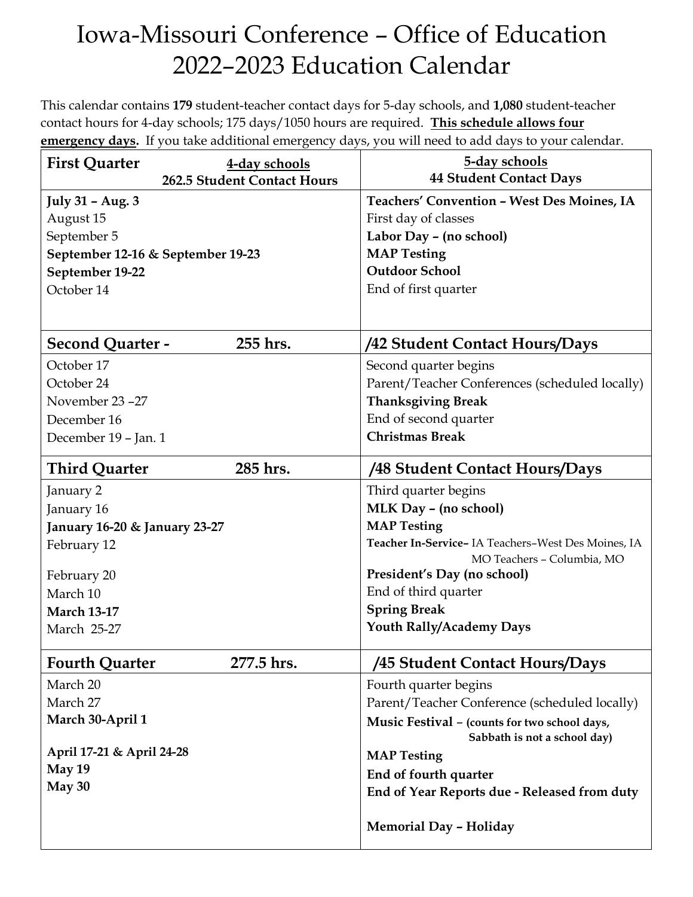# Iowa-Missouri Conference – Office of Education 2022–2023 Education Calendar

This calendar contains **179** student-teacher contact days for 5-day schools, and **1,080** student-teacher contact hours for 4-day schools; 175 days/1050 hours are required. **This schedule allows four emergency days.** If you take additional emergency days, you will need to add days to your calendar.

| **First Quarter** 4-day schools **262.5 Student Contact Hours** | 5-day schools **44 Student Contact Days** |
|---|---|
| **July 31 – Aug. 3** | **Teachers' Convention – West Des Moines, IA** |
| August 15 | First day of classes |
| September 5 | **Labor Day – (no school)** |
| **September 12-16 & September 19-23** | **MAP Testing** |
| **September 19-22** | **Outdoor School** |
| October 14 | End of first quarter |
| **Second Quarter - 255 hrs.** | **/42 Student Contact Hours/Days** |
| October 17 | Second quarter begins |
| October 24 | Parent/Teacher Conferences (scheduled locally) |
| November 23 –27 | **Thanksgiving Break** |
| December 16 | End of second quarter |
| December 19 – Jan. 1 | **Christmas Break** |
| **Third Quarter 285 hrs.** | **/48 Student Contact Hours/Days** |
| January 2 | Third quarter begins |
| January 16 | **MLK Day – (no school)** |
| **January 16-20 & January 23-27** | **MAP Testing** |
| February 12 | **Teacher In-Service–** IA Teachers–West Des Moines, IA; MO Teachers – Columbia, MO |
| February 20 | **President's Day (no school)** |
| March 10 | End of third quarter |
| **March 13-17** | **Spring Break** |
| March 25-27 | **Youth Rally/Academy Days** |
| **Fourth Quarter 277.5 hrs.** | **/45 Student Contact Hours/Days** |
| March 20 | Fourth quarter begins |
| March 27 | Parent/Teacher Conference (scheduled locally) |
| **March 30-April 1** | **Music Festival** – **(counts for two school days, Sabbath is not a school day)** |
| **April 17-21 & April 24-28** | **MAP Testing** |
| **May 19** | **End of fourth quarter** |
| **May 30** | **End of Year Reports due - Released from duty** |
| | **Memorial Day – Holiday** |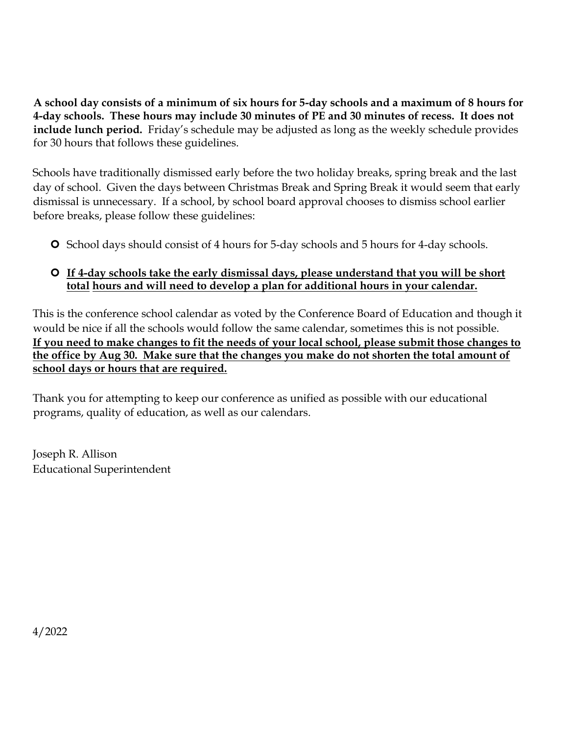**A school day consists of a minimum of six hours for 5-day schools and a maximum of 8 hours for 4-day schools. These hours may include 30 minutes of PE and 30 minutes of recess. It does not include lunch period.** Friday's schedule may be adjusted as long as the weekly schedule provides for 30 hours that follows these guidelines.

Schools have traditionally dismissed early before the two holiday breaks, spring break and the last day of school. Given the days between Christmas Break and Spring Break it would seem that early dismissal is unnecessary. If a school, by school board approval chooses to dismiss school earlier before breaks, please follow these guidelines:

- School days should consist of 4 hours for 5-day schools and 5 hours for 4-day schools.
- **If 4-day schools take the early dismissal days, please understand that you will be short total hours and will need to develop a plan for additional hours in your calendar.**

This is the conference school calendar as voted by the Conference Board of Education and though it would be nice if all the schools would follow the same calendar, sometimes this is not possible. **If you need to make changes to fit the needs of your local school, please submit those changes to the office by Aug 30. Make sure that the changes you make do not shorten the total amount of school days or hours that are required.**

Thank you for attempting to keep our conference as unified as possible with our educational programs, quality of education, as well as our calendars.

Joseph R. Allison
Educational Superintendent

4/2022